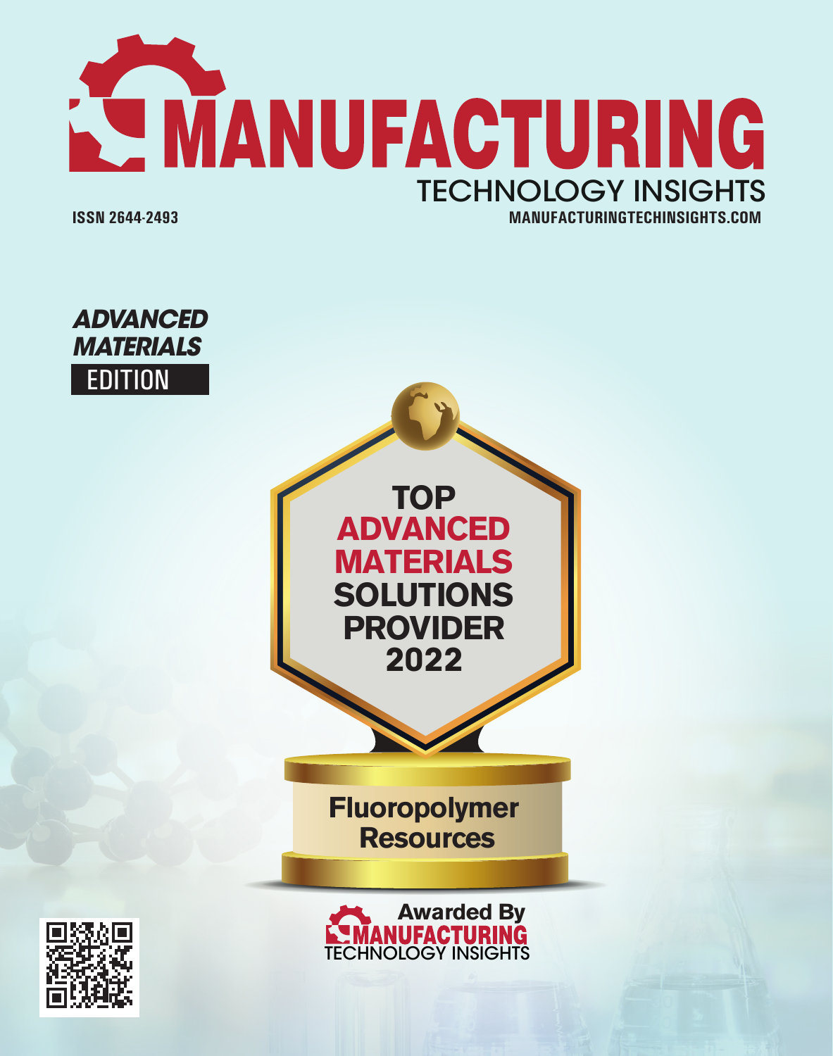# MANUFACTURING

TECHNOLOGY INSIGHTS

ISSN 2644-2493

MANUFACTURINGTECHINSIGHTS.COM

***ADVANCED MATERIALS***

EDITION

## TOP ADVANCED MATERIALS SOLUTIONS PROVIDER 2022

**Fluoropolymer Resources**

Awarded By

MANUFACTURING TECHNOLOGY INSIGHTS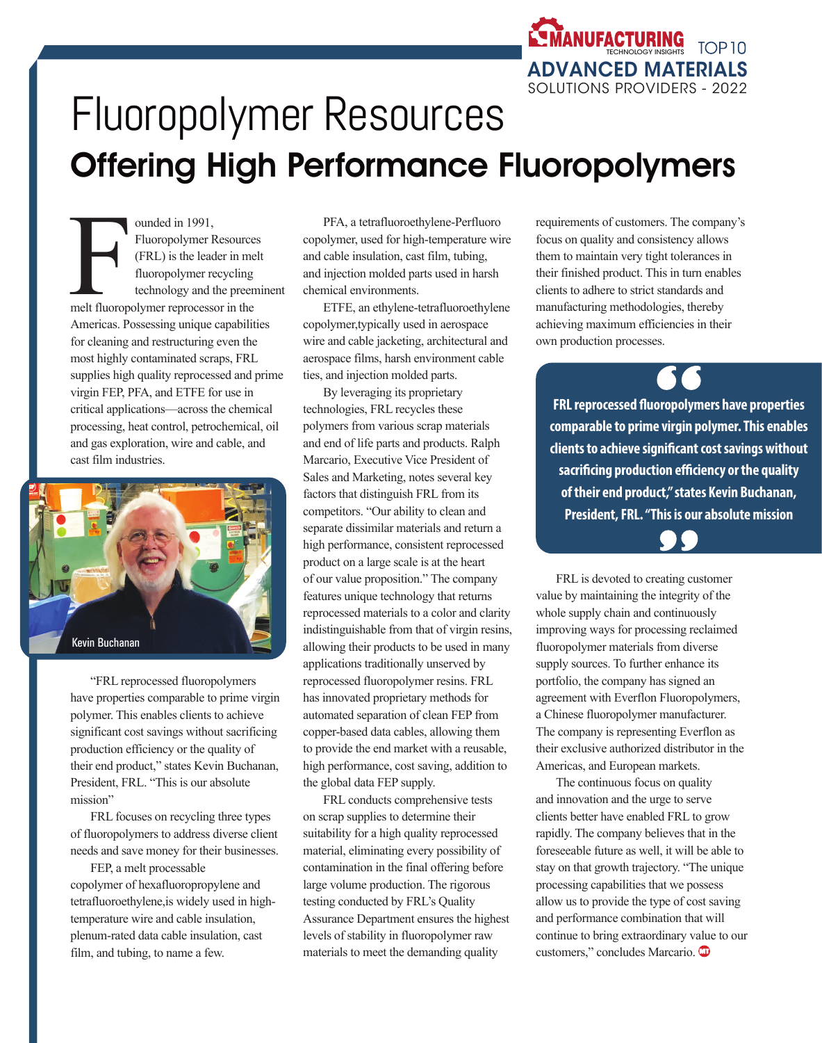MANUFACTURING TECHNOLOGY INSIGHTS TOP 10 ADVANCED MATERIALS SOLUTIONS PROVIDERS - 2022

# Fluoropolymer Resources

## Offering High Performance Fluoropolymers

Founded in 1991, Fluoropolymer Resources (FRL) is the leader in melt fluoropolymer recycling technology and the preeminent melt fluoropolymer reprocessor in the Americas. Possessing unique capabilities for cleaning and restructuring even the most highly contaminated scraps, FRL supplies high quality reprocessed and prime virgin FEP, PFA, and ETFE for use in critical applications—across the chemical processing, heat control, petrochemical, oil and gas exploration, wire and cable, and cast film industries.

Kevin Buchanan

"FRL reprocessed fluoropolymers have properties comparable to prime virgin polymer. This enables clients to achieve significant cost savings without sacrificing production efficiency or the quality of their end product," states Kevin Buchanan, President, FRL. "This is our absolute mission"

FRL focuses on recycling three types of fluoropolymers to address diverse client needs and save money for their businesses.

FEP, a melt processable copolymer of hexafluoropropylene and tetrafluoroethylene,is widely used in high-temperature wire and cable insulation, plenum-rated data cable insulation, cast film, and tubing, to name a few.

PFA, a tetrafluoroethylene-Perfluoro copolymer, used for high-temperature wire and cable insulation, cast film, tubing, and injection molded parts used in harsh chemical environments.

ETFE, an ethylene-tetrafluoroethylene copolymer,typically used in aerospace wire and cable jacketing, architectural and aerospace films, harsh environment cable ties, and injection molded parts.

By leveraging its proprietary technologies, FRL recycles these polymers from various scrap materials and end of life parts and products. Ralph Marcario, Executive Vice President of Sales and Marketing, notes several key factors that distinguish FRL from its competitors. "Our ability to clean and separate dissimilar materials and return a high performance, consistent reprocessed product on a large scale is at the heart of our value proposition." The company features unique technology that returns reprocessed materials to a color and clarity indistinguishable from that of virgin resins, allowing their products to be used in many applications traditionally unserved by reprocessed fluoropolymer resins. FRL has innovated proprietary methods for automated separation of clean FEP from copper-based data cables, allowing them to provide the end market with a reusable, high performance, cost saving, addition to the global data FEP supply.

FRL conducts comprehensive tests on scrap supplies to determine their suitability for a high quality reprocessed material, eliminating every possibility of contamination in the final offering before large volume production. The rigorous testing conducted by FRL's Quality Assurance Department ensures the highest levels of stability in fluoropolymer raw materials to meet the demanding quality requirements of customers. The company's focus on quality and consistency allows them to maintain very tight tolerances in their finished product. This in turn enables clients to adhere to strict standards and manufacturing methodologies, thereby achieving maximum efficiencies in their own production processes.

> **FRL reprocessed fluoropolymers have properties comparable to prime virgin polymer. This enables clients to achieve significant cost savings without sacrificing production efficiency or the quality of their end product," states Kevin Buchanan, President, FRL. "This is our absolute mission**

FRL is devoted to creating customer value by maintaining the integrity of the whole supply chain and continuously improving ways for processing reclaimed fluoropolymer materials from diverse supply sources. To further enhance its portfolio, the company has signed an agreement with Everflon Fluoropolymers, a Chinese fluoropolymer manufacturer. The company is representing Everflon as their exclusive authorized distributor in the Americas, and European markets.

The continuous focus on quality and innovation and the urge to serve clients better have enabled FRL to grow rapidly. The company believes that in the foreseeable future as well, it will be able to stay on that growth trajectory. "The unique processing capabilities that we possess allow us to provide the type of cost saving and performance combination that will continue to bring extraordinary value to our customers," concludes Marcario.